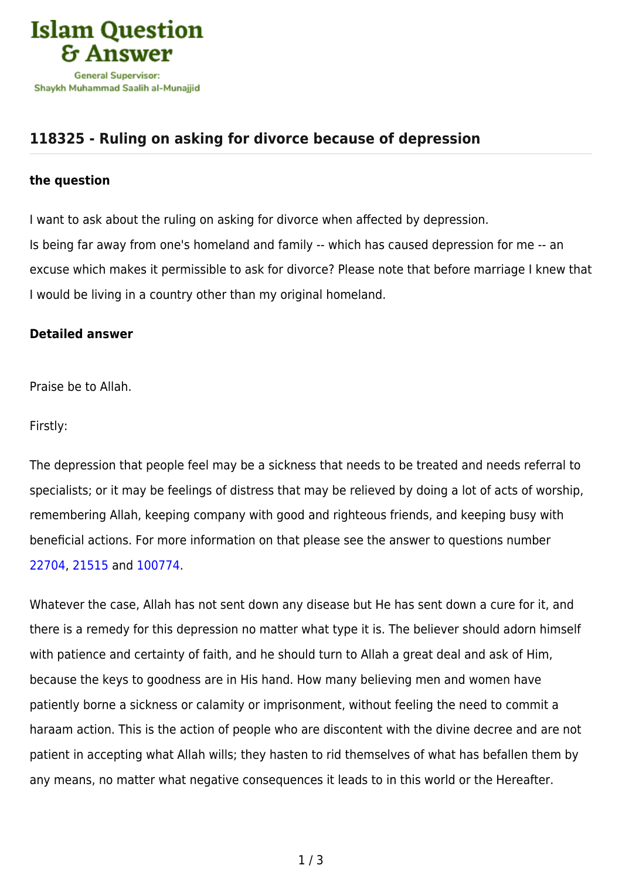# Islam Question & Answer

General Supervisor:
Shaykh Muhammad Saalih al-Munajjid

## 118325 - Ruling on asking for divorce because of depression

### the question

I want to ask about the ruling on asking for divorce when affected by depression.
Is being far away from one's homeland and family -- which has caused depression for me -- an excuse which makes it permissible to ask for divorce? Please note that before marriage I knew that I would be living in a country other than my original homeland.

### Detailed answer

Praise be to Allah.

Firstly:

The depression that people feel may be a sickness that needs to be treated and needs referral to specialists; or it may be feelings of distress that may be relieved by doing a lot of acts of worship, remembering Allah, keeping company with good and righteous friends, and keeping busy with beneficial actions. For more information on that please see the answer to questions number 22704, 21515 and 100774.

Whatever the case, Allah has not sent down any disease but He has sent down a cure for it, and there is a remedy for this depression no matter what type it is. The believer should adorn himself with patience and certainty of faith, and he should turn to Allah a great deal and ask of Him, because the keys to goodness are in His hand. How many believing men and women have patiently borne a sickness or calamity or imprisonment, without feeling the need to commit a haraam action. This is the action of people who are discontent with the divine decree and are not patient in accepting what Allah wills; they hasten to rid themselves of what has befallen them by any means, no matter what negative consequences it leads to in this world or the Hereafter.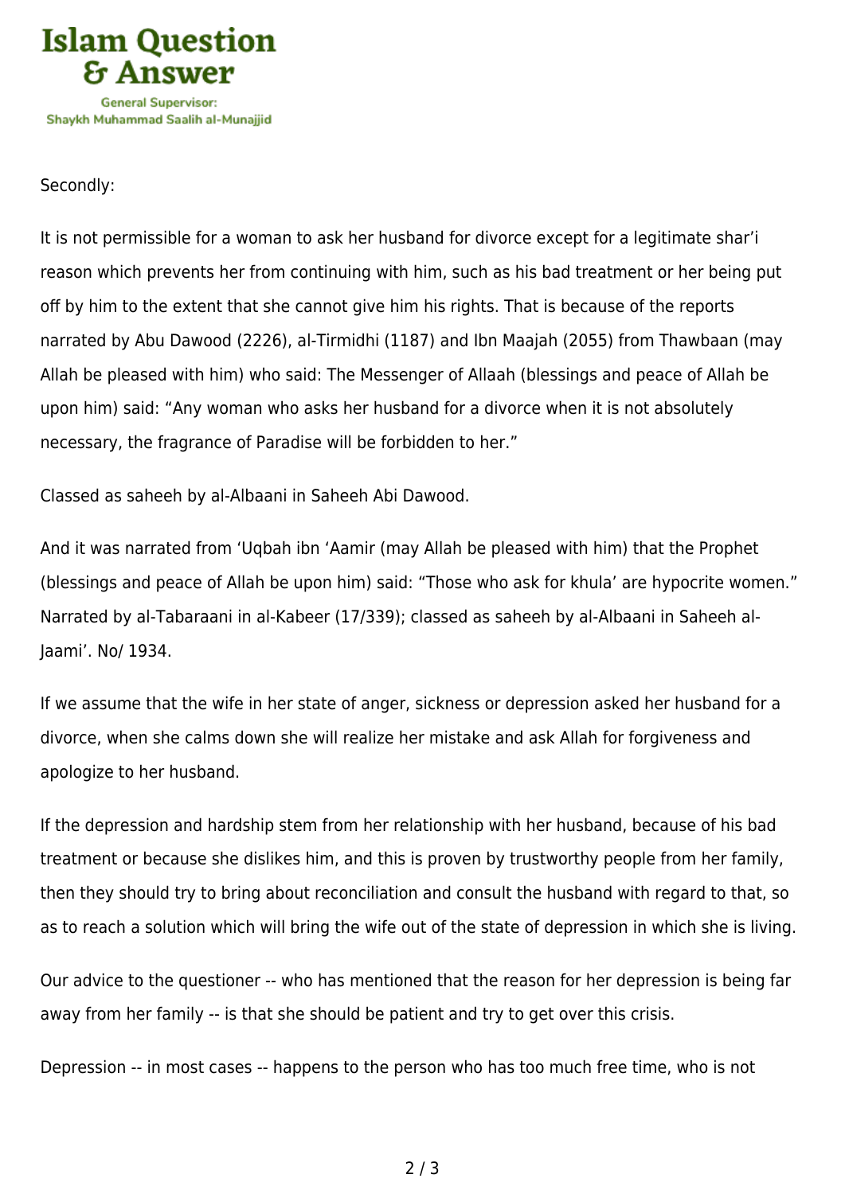Secondly:

It is not permissible for a woman to ask her husband for divorce except for a legitimate shar'i reason which prevents her from continuing with him, such as his bad treatment or her being put off by him to the extent that she cannot give him his rights. That is because of the reports narrated by Abu Dawood (2226), al-Tirmidhi (1187) and Ibn Maajah (2055) from Thawbaan (may Allah be pleased with him) who said: The Messenger of Allaah (blessings and peace of Allah be upon him) said: "Any woman who asks her husband for a divorce when it is not absolutely necessary, the fragrance of Paradise will be forbidden to her."

Classed as saheeh by al-Albaani in Saheeh Abi Dawood.

And it was narrated from 'Uqbah ibn 'Aamir (may Allah be pleased with him) that the Prophet (blessings and peace of Allah be upon him) said: "Those who ask for khula' are hypocrite women." Narrated by al-Tabaraani in al-Kabeer (17/339); classed as saheeh by al-Albaani in Saheeh al-Jaami'. No/ 1934.

If we assume that the wife in her state of anger, sickness or depression asked her husband for a divorce, when she calms down she will realize her mistake and ask Allah for forgiveness and apologize to her husband.

If the depression and hardship stem from her relationship with her husband, because of his bad treatment or because she dislikes him, and this is proven by trustworthy people from her family, then they should try to bring about reconciliation and consult the husband with regard to that, so as to reach a solution which will bring the wife out of the state of depression in which she is living.

Our advice to the questioner -- who has mentioned that the reason for her depression is being far away from her family -- is that she should be patient and try to get over this crisis.

Depression -- in most cases -- happens to the person who has too much free time, who is not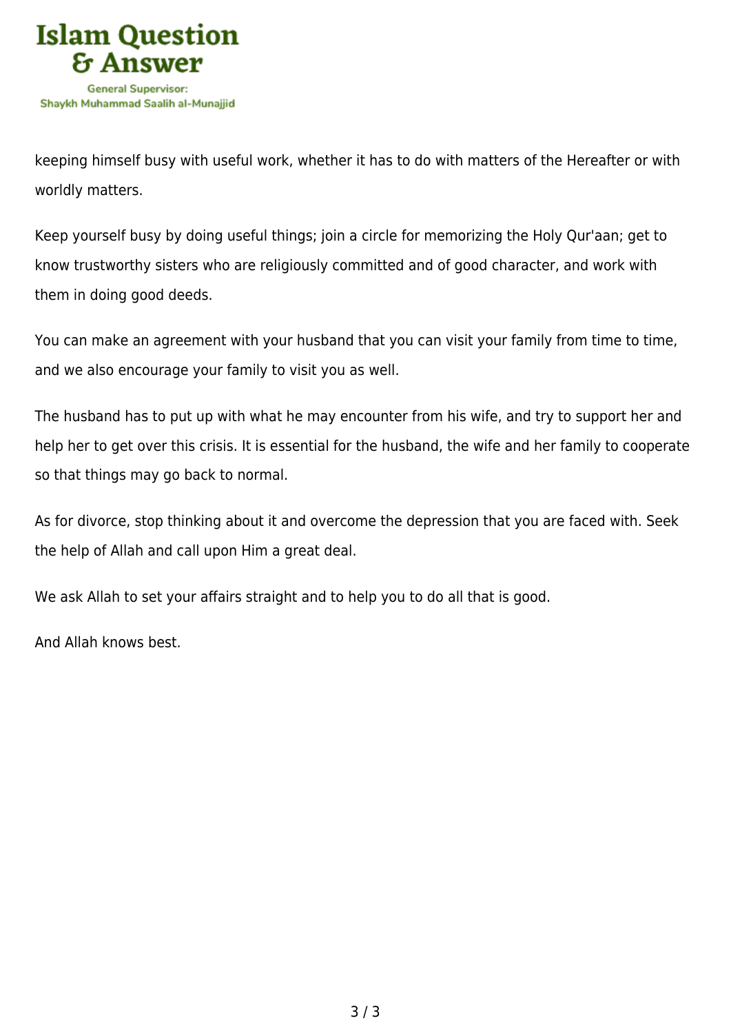keeping himself busy with useful work, whether it has to do with matters of the Hereafter or with worldly matters.

Keep yourself busy by doing useful things; join a circle for memorizing the Holy Qur'aan; get to know trustworthy sisters who are religiously committed and of good character, and work with them in doing good deeds.

You can make an agreement with your husband that you can visit your family from time to time, and we also encourage your family to visit you as well.

The husband has to put up with what he may encounter from his wife, and try to support her and help her to get over this crisis. It is essential for the husband, the wife and her family to cooperate so that things may go back to normal.

As for divorce, stop thinking about it and overcome the depression that you are faced with. Seek the help of Allah and call upon Him a great deal.

We ask Allah to set your affairs straight and to help you to do all that is good.

And Allah knows best.